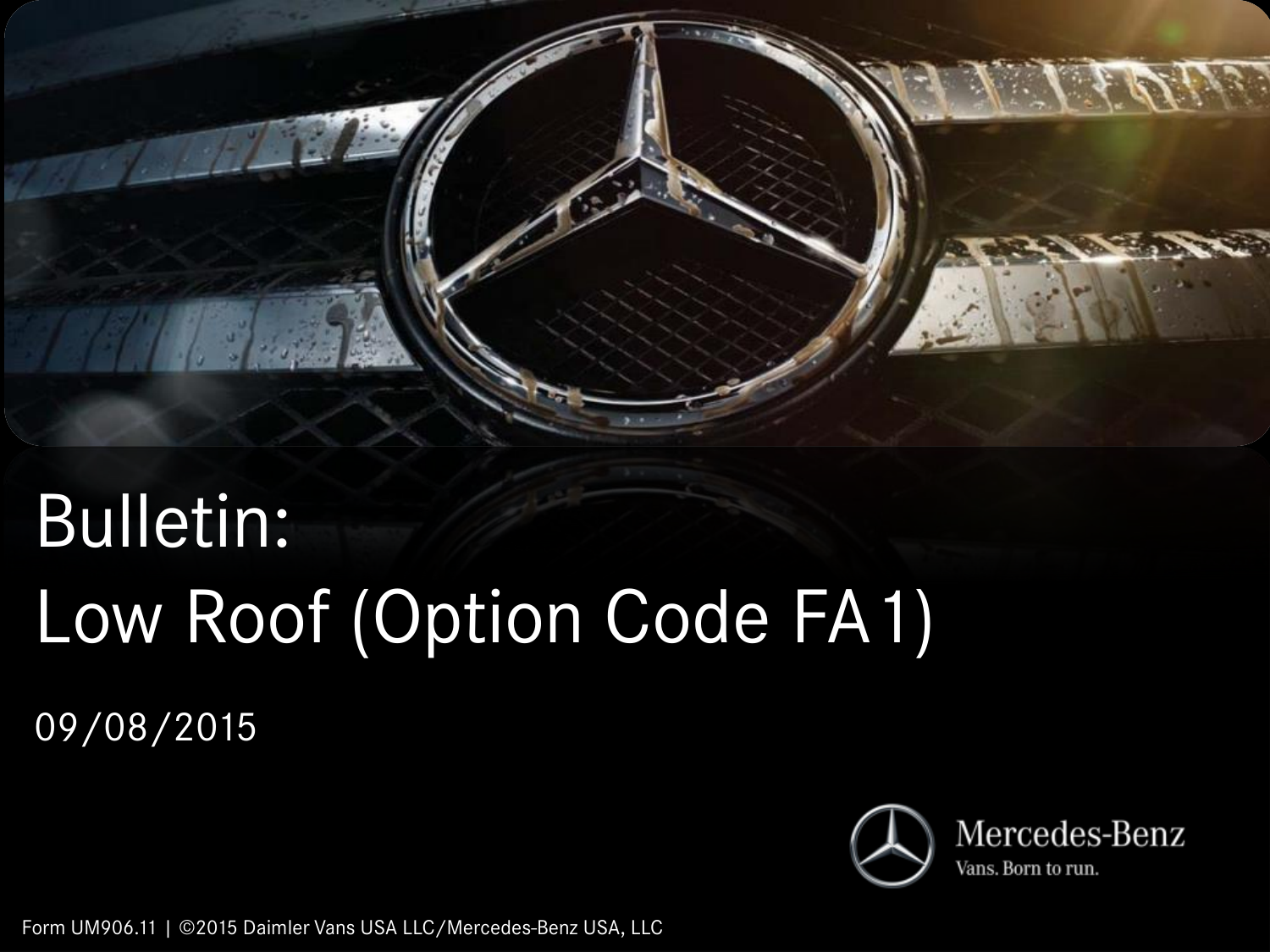# Bulletin:
# Low Roof (Option Code FA1)

09/08/2015

Mercedes-Benz
Vans. Born to run.

Form UM906.11 | ©2015 Daimler Vans USA LLC/Mercedes-Benz USA, LLC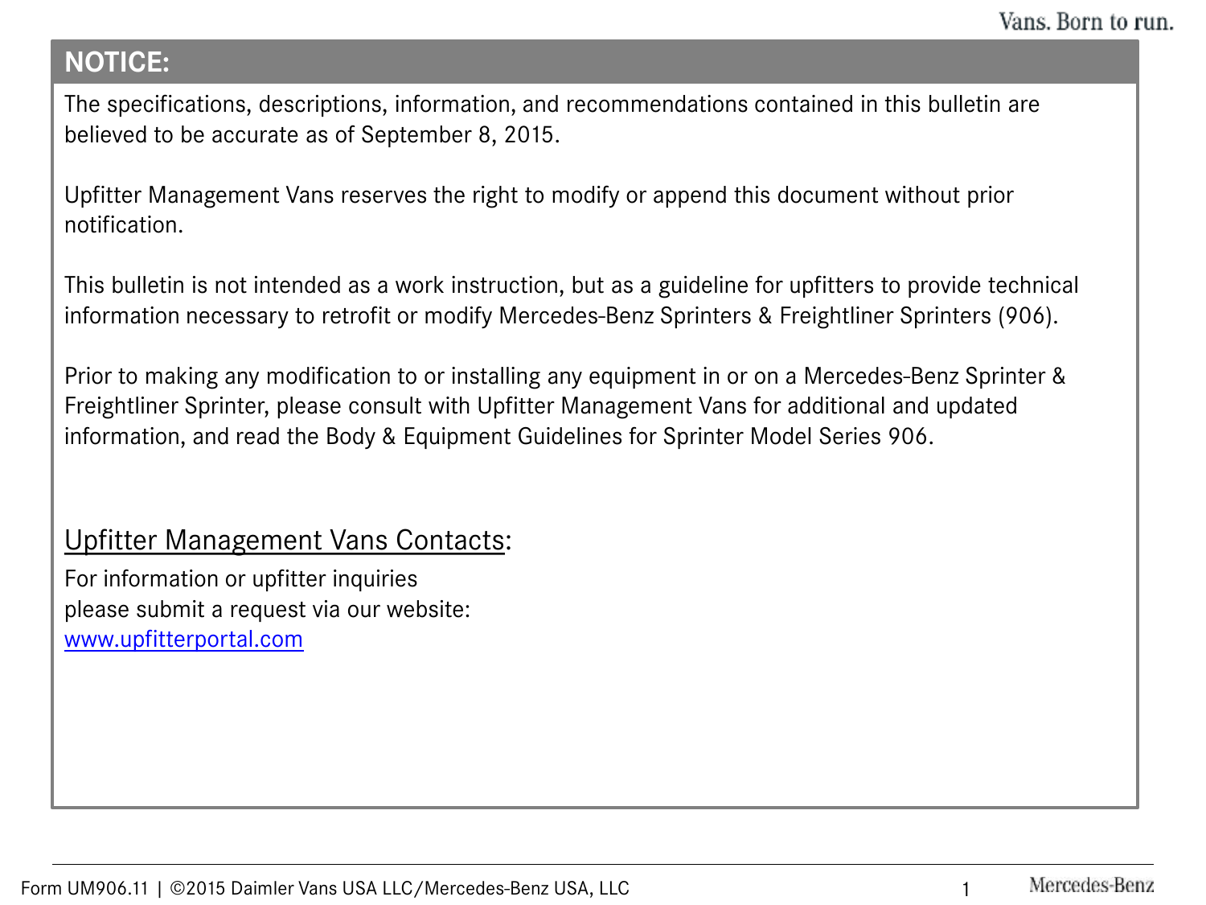## NOTICE:

The specifications, descriptions, information, and recommendations contained in this bulletin are believed to be accurate as of September 8, 2015.

Upfitter Management Vans reserves the right to modify or append this document without prior notification.

This bulletin is not intended as a work instruction, but as a guideline for upfitters to provide technical information necessary to retrofit or modify Mercedes-Benz Sprinters & Freightliner Sprinters (906).

Prior to making any modification to or installing any equipment in or on a Mercedes-Benz Sprinter & Freightliner Sprinter, please consult with Upfitter Management Vans for additional and updated information, and read the Body & Equipment Guidelines for Sprinter Model Series 906.

### Upfitter Management Vans Contacts:

For information or upfitter inquiries
please submit a request via our website:
www.upfitterportal.com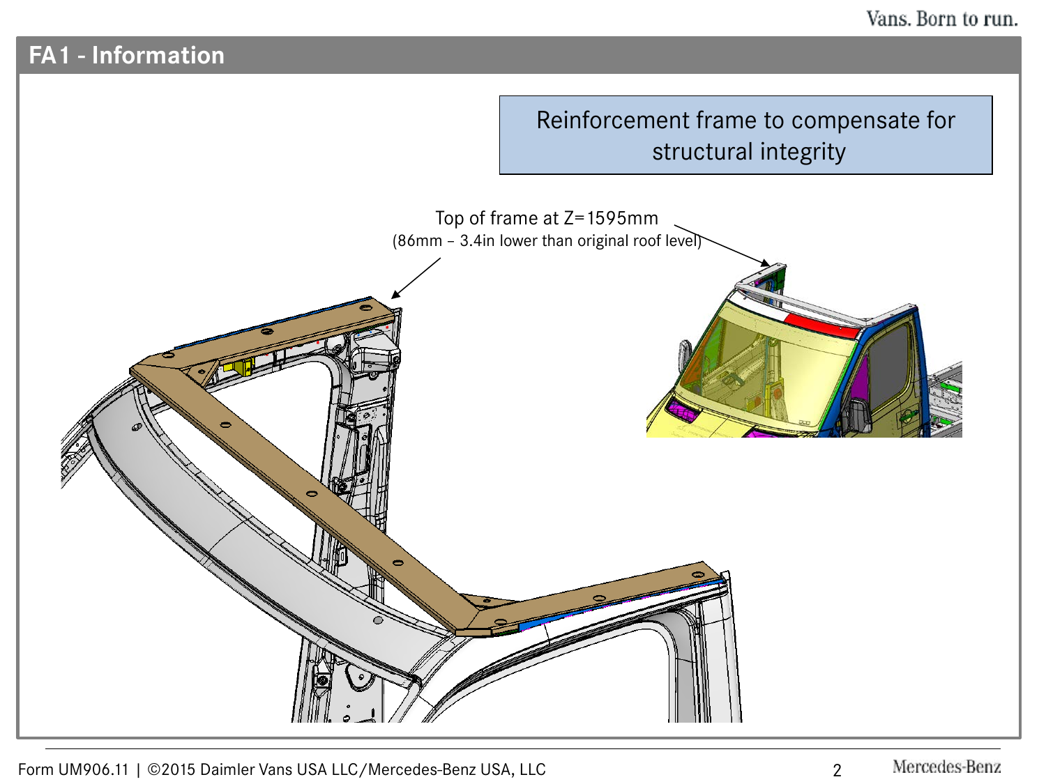## FA1 - Information

Reinforcement frame to compensate for structural integrity

Top of frame at Z=1595mm
(86mm – 3.4in lower than original roof level)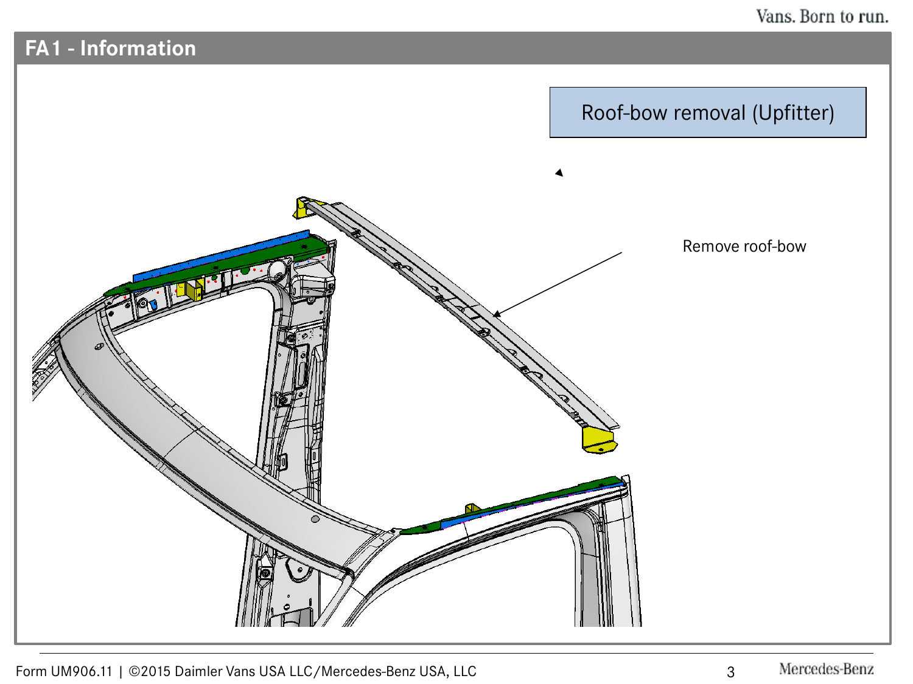# FA1 - Information

Roof-bow removal (Upfitter)

Remove roof-bow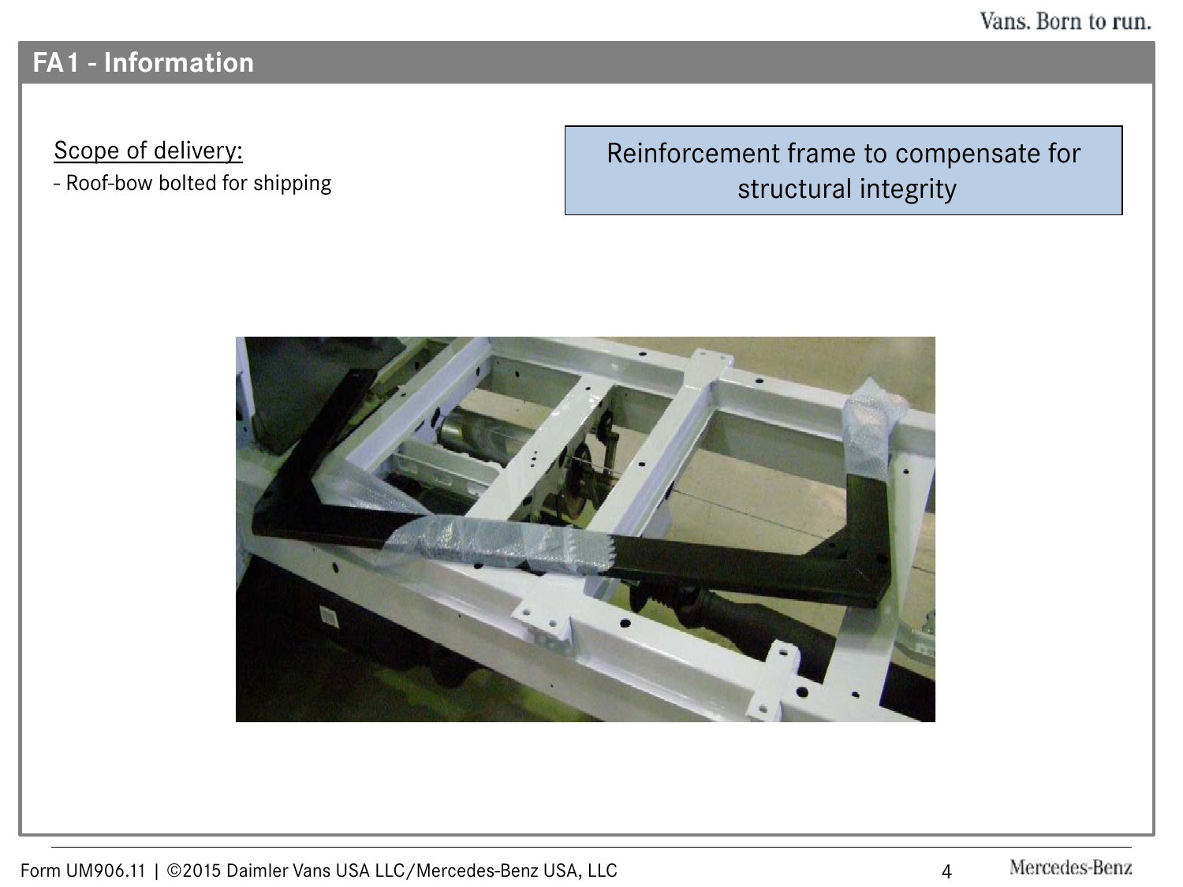## FA1 - Information

Scope of delivery:

- Roof-bow bolted for shipping

Reinforcement frame to compensate for structural integrity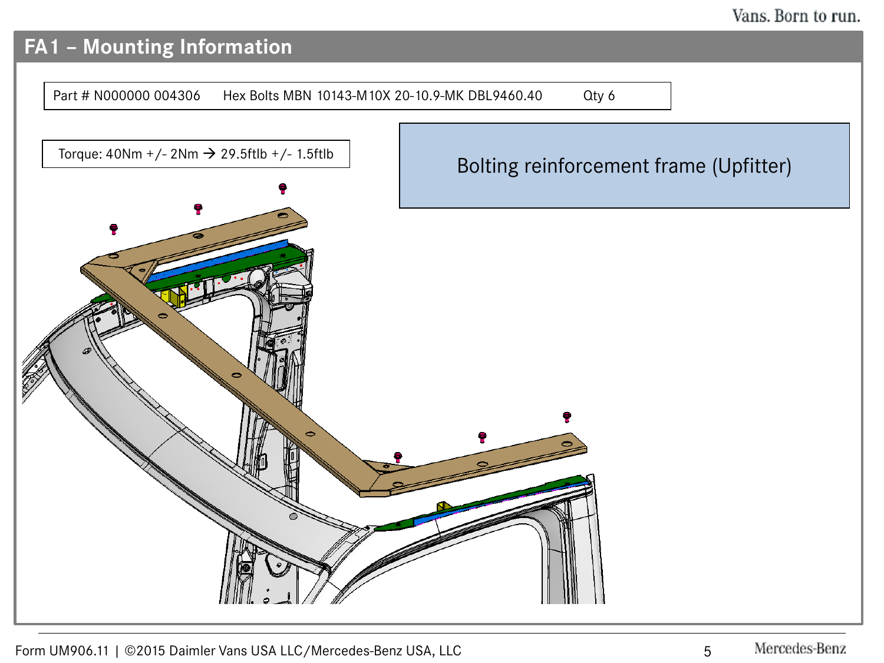## FA1 – Mounting Information

| | | |
|---|---|---|
| Part # N000000 004306 | Hex Bolts MBN 10143-M10X 20-10.9-MK DBL9460.40 | Qty 6 |

Torque: 40Nm +/- 2Nm → 29.5ftlb +/- 1.5ftlb

Bolting reinforcement frame (Upfitter)

Form UM906.11 | ©2015 Daimler Vans USA LLC/Mercedes-Benz USA, LLC